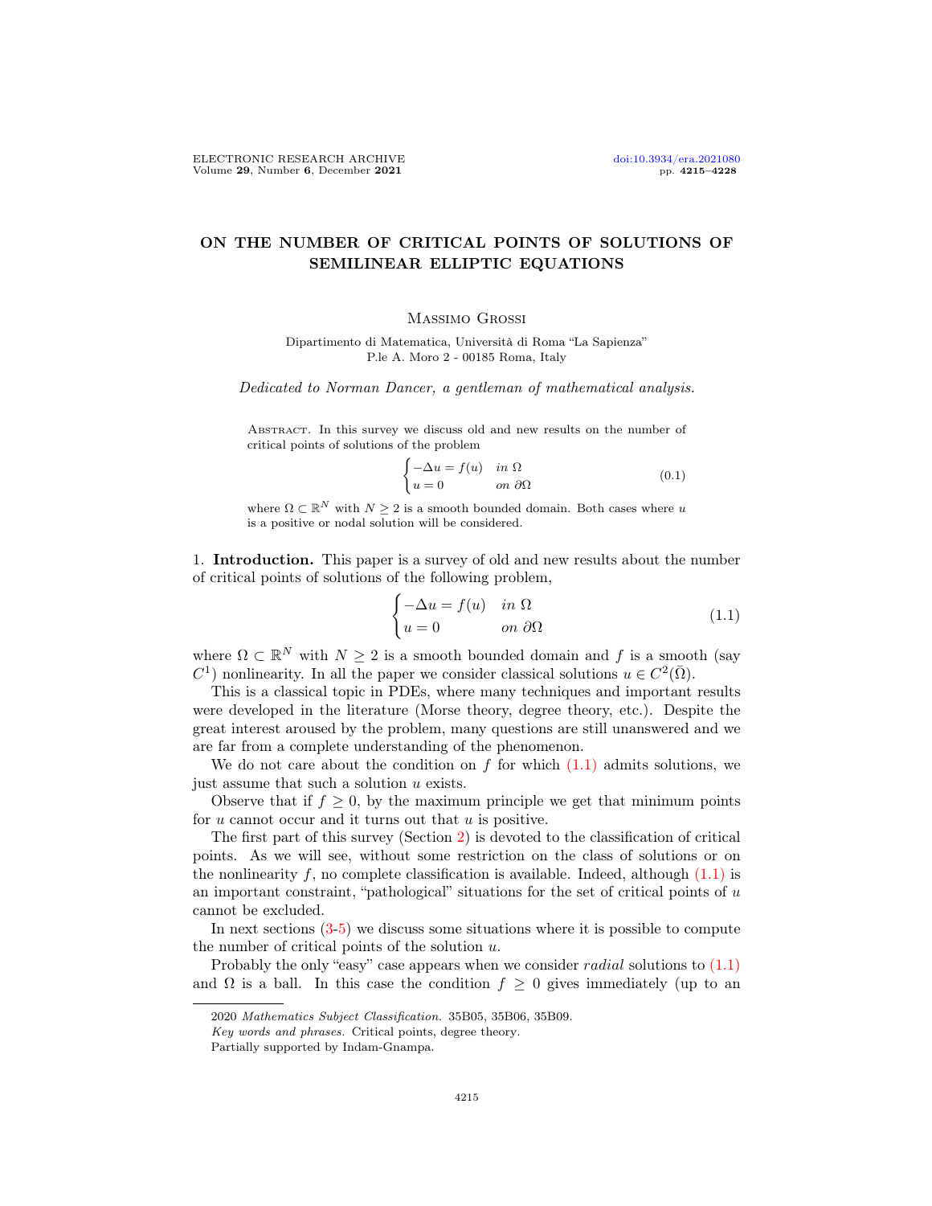# ON THE NUMBER OF CRITICAL POINTS OF SOLUTIONS OF SEMILINEAR ELLIPTIC EQUATIONS

Massimo Grossi

Dipartimento di Matematica, Università di Roma "La Sapienza"
P.le A. Moro 2 - 00185 Roma, Italy

*Dedicated to Norman Dancer, a gentleman of mathematical analysis.*

Abstract. In this survey we discuss old and new results on the number of critical points of solutions of the problem

$$\begin{cases} -\Delta u = f(u) & \text{in } \Omega \\ u = 0 & \text{on } \partial\Omega \end{cases} \tag{0.1}$$

where $\Omega \subset \mathbb{R}^N$ with $N \geq 2$ is a smooth bounded domain. Both cases where $u$ is a positive or nodal solution will be considered.

## 1. Introduction.

This paper is a survey of old and new results about the number of critical points of solutions of the following problem,

$$\begin{cases} -\Delta u = f(u) & \text{in } \Omega \\ u = 0 & \text{on } \partial\Omega \end{cases} \tag{1.1}$$

where $\Omega \subset \mathbb{R}^N$ with $N \geq 2$ is a smooth bounded domain and $f$ is a smooth (say $C^1$) nonlinearity. In all the paper we consider classical solutions $u \in C^2(\bar{\Omega})$.

This is a classical topic in PDEs, where many techniques and important results were developed in the literature (Morse theory, degree theory, etc.). Despite the great interest aroused by the problem, many questions are still unanswered and we are far from a complete understanding of the phenomenon.

We do not care about the condition on $f$ for which (1.1) admits solutions, we just assume that such a solution $u$ exists.

Observe that if $f \geq 0$, by the maximum principle we get that minimum points for $u$ cannot occur and it turns out that $u$ is positive.

The first part of this survey (Section 2) is devoted to the classification of critical points. As we will see, without some restriction on the class of solutions or on the nonlinearity $f$, no complete classification is available. Indeed, although (1.1) is an important constraint, "pathological" situations for the set of critical points of $u$ cannot be excluded.

In next sections (3-5) we discuss some situations where it is possible to compute the number of critical points of the solution $u$.

Probably the only "easy" case appears when we consider *radial* solutions to (1.1) and $\Omega$ is a ball. In this case the condition $f \geq 0$ gives immediately (up to an

---

2020 *Mathematics Subject Classification.* 35B05, 35B06, 35B09.

*Key words and phrases.* Critical points, degree theory.

Partially supported by Indam-Gnampa.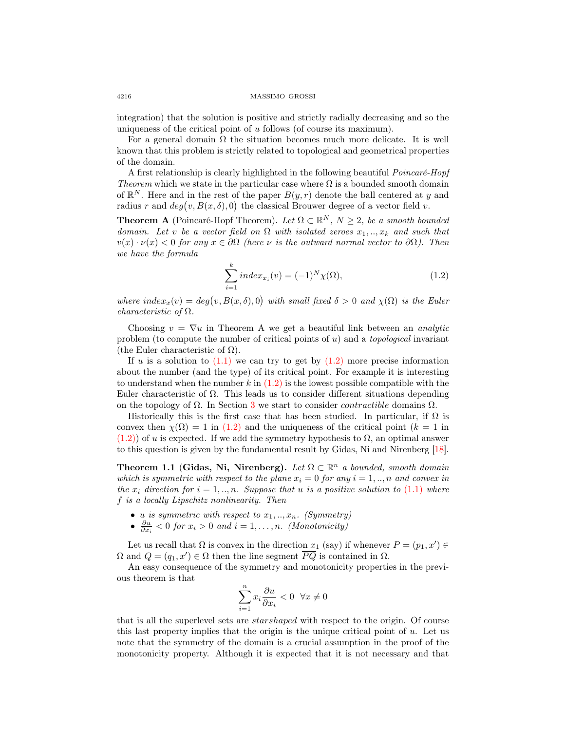integration) that the solution is positive and strictly radially decreasing and so the uniqueness of the critical point of $u$ follows (of course its maximum).

For a general domain $\Omega$ the situation becomes much more delicate. It is well known that this problem is strictly related to topological and geometrical properties of the domain.

A first relationship is clearly highlighted in the following beautiful *Poincaré-Hopf Theorem* which we state in the particular case where $\Omega$ is a bounded smooth domain of $\mathbb{R}^N$. Here and in the rest of the paper $B(y, r)$ denote the ball centered at $y$ and radius $r$ and $deg\big(v, B(x, \delta), 0\big)$ the classical Brouwer degree of a vector field $v$.

**Theorem A** (Poincaré-Hopf Theorem). *Let $\Omega \subset \mathbb{R}^N$, $N \geq 2$, be a smooth bounded domain. Let $v$ be a vector field on $\Omega$ with isolated zeroes $x_1, .., x_k$ and such that $v(x) \cdot \nu(x) < 0$ for any $x \in \partial\Omega$ (here $\nu$ is the outward normal vector to $\partial\Omega$). Then we have the formula*

$$\sum_{i=1}^{k} index_{x_i}(v) = (-1)^N \chi(\Omega), \tag{1.2}$$

*where $index_x(v) = deg\big(v, B(x, \delta), 0\big)$ with small fixed $\delta > 0$ and $\chi(\Omega)$ is the Euler characteristic of $\Omega$.*

Choosing $v = \nabla u$ in Theorem A we get a beautiful link between an *analytic* problem (to compute the number of critical points of $u$) and a *topological* invariant (the Euler characteristic of $\Omega$).

If $u$ is a solution to (1.1) we can try to get by (1.2) more precise information about the number (and the type) of its critical point. For example it is interesting to understand when the number $k$ in (1.2) is the lowest possible compatible with the Euler characteristic of $\Omega$. This leads us to consider different situations depending on the topology of $\Omega$. In Section 3 we start to consider *contractible* domains $\Omega$.

Historically this is the first case that has been studied. In particular, if $\Omega$ is convex then $\chi(\Omega) = 1$ in (1.2) and the uniqueness of the critical point ($k = 1$ in (1.2)) of $u$ is expected. If we add the symmetry hypothesis to $\Omega$, an optimal answer to this question is given by the fundamental result by Gidas, Ni and Nirenberg [18].

**Theorem 1.1 (Gidas, Ni, Nirenberg).** *Let $\Omega \subset \mathbb{R}^n$ a bounded, smooth domain which is symmetric with respect to the plane $x_i = 0$ for any $i = 1, .., n$ and convex in the $x_i$ direction for $i = 1, .., n$. Suppose that $u$ is a positive solution to (1.1) where $f$ is a locally Lipschitz nonlinearity. Then*

- *$u$ is symmetric with respect to $x_1, .., x_n$. (Symmetry)*
- *$\frac{\partial u}{\partial x_i} < 0$ for $x_i > 0$ and $i = 1, \ldots, n$. (Monotonicity)*

Let us recall that $\Omega$ is convex in the direction $x_1$ (say) if whenever $P = (p_1, x') \in \Omega$ and $Q = (q_1, x') \in \Omega$ then the line segment $\overline{PQ}$ is contained in $\Omega$.

An easy consequence of the symmetry and monotonicity properties in the previous theorem is that

$$\sum_{i=1}^{n} x_i \frac{\partial u}{\partial x_i} < 0 \quad \forall x \neq 0$$

that is all the superlevel sets are *starshaped* with respect to the origin. Of course this last property implies that the origin is the unique critical point of $u$. Let us note that the symmetry of the domain is a crucial assumption in the proof of the monotonicity property. Although it is expected that it is not necessary and that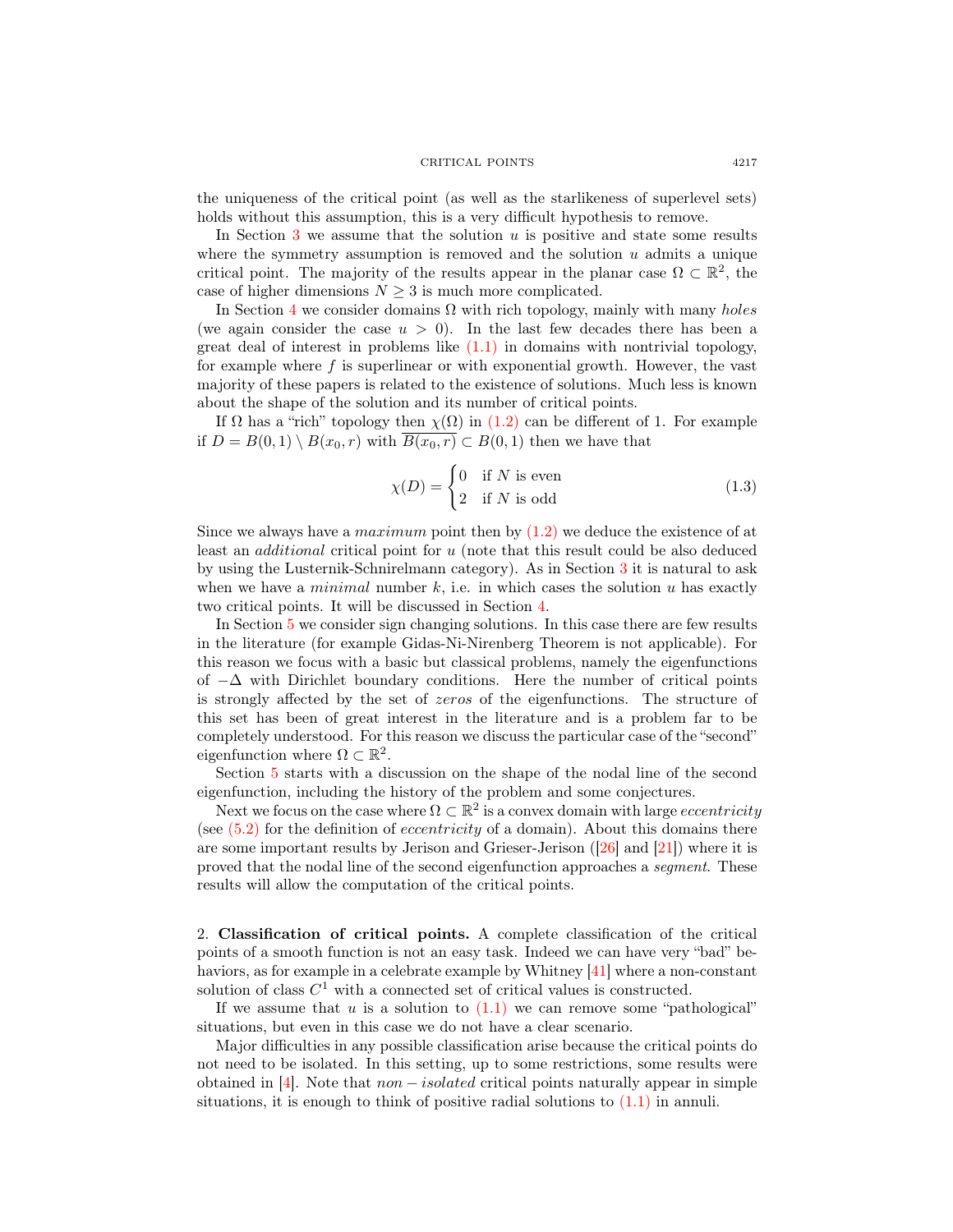the uniqueness of the critical point (as well as the starlikeness of superlevel sets) holds without this assumption, this is a very difficult hypothesis to remove.

In Section 3 we assume that the solution $u$ is positive and state some results where the symmetry assumption is removed and the solution $u$ admits a unique critical point. The majority of the results appear in the planar case $\Omega \subset \mathbb{R}^2$, the case of higher dimensions $N \geq 3$ is much more complicated.

In Section 4 we consider domains $\Omega$ with rich topology, mainly with many *holes* (we again consider the case $u > 0$). In the last few decades there has been a great deal of interest in problems like (1.1) in domains with nontrivial topology, for example where $f$ is superlinear or with exponential growth. However, the vast majority of these papers is related to the existence of solutions. Much less is known about the shape of the solution and its number of critical points.

If $\Omega$ has a "rich" topology then $\chi(\Omega)$ in (1.2) can be different of 1. For example if $D = B(0,1) \setminus B(x_0, r)$ with $\overline{B(x_0, r)} \subset B(0,1)$ then we have that

$$\chi(D) = \begin{cases} 0 & \text{if } N \text{ is even} \\ 2 & \text{if } N \text{ is odd} \end{cases} \tag{1.3}$$

Since we always have a *maximum* point then by (1.2) we deduce the existence of at least an *additional* critical point for $u$ (note that this result could be also deduced by using the Lusternik-Schnirelmann category). As in Section 3 it is natural to ask when we have a *minimal* number $k$, i.e. in which cases the solution $u$ has exactly two critical points. It will be discussed in Section 4.

In Section 5 we consider sign changing solutions. In this case there are few results in the literature (for example Gidas-Ni-Nirenberg Theorem is not applicable). For this reason we focus with a basic but classical problems, namely the eigenfunctions of $-\Delta$ with Dirichlet boundary conditions. Here the number of critical points is strongly affected by the set of *zeros* of the eigenfunctions. The structure of this set has been of great interest in the literature and is a problem far to be completely understood. For this reason we discuss the particular case of the "second" eigenfunction where $\Omega \subset \mathbb{R}^2$.

Section 5 starts with a discussion on the shape of the nodal line of the second eigenfunction, including the history of the problem and some conjectures.

Next we focus on the case where $\Omega \subset \mathbb{R}^2$ is a convex domain with large *eccentricity* (see (5.2) for the definition of *eccentricity* of a domain). About this domains there are some important results by Jerison and Grieser-Jerison ([26] and [21]) where it is proved that the nodal line of the second eigenfunction approaches a *segment*. These results will allow the computation of the critical points.

## 2. Classification of critical points.

A complete classification of the critical points of a smooth function is not an easy task. Indeed we can have very "bad" behaviors, as for example in a celebrate example by Whitney [41] where a non-constant solution of class $C^1$ with a connected set of critical values is constructed.

If we assume that $u$ is a solution to (1.1) we can remove some "pathological" situations, but even in this case we do not have a clear scenario.

Major difficulties in any possible classification arise because the critical points do not need to be isolated. In this setting, up to some restrictions, some results were obtained in [4]. Note that $non-isolated$ critical points naturally appear in simple situations, it is enough to think of positive radial solutions to (1.1) in annuli.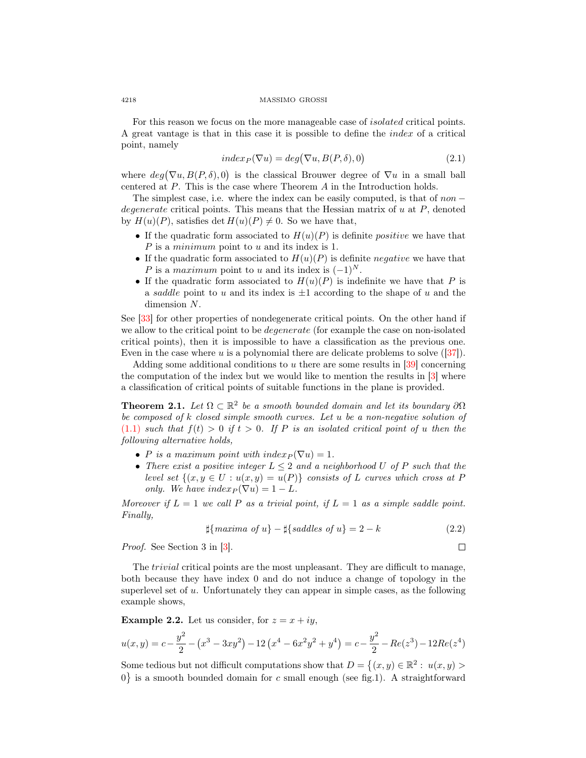For this reason we focus on the more manageable case of *isolated* critical points. A great vantage is that in this case it is possible to define the *index* of a critical point, namely

$$index_P(\nabla u) = deg\big(\nabla u, B(P,\delta), 0\big) \tag{2.1}$$

where $deg\big(\nabla u, B(P,\delta), 0\big)$ is the classical Brouwer degree of $\nabla u$ in a small ball centered at $P$. This is the case where Theorem *A* in the Introduction holds.

The simplest case, i.e. where the index can be easily computed, is that of *non − degenerate* critical points. This means that the Hessian matrix of $u$ at $P$, denoted by $H(u)(P)$, satisfies $\det H(u)(P) \neq 0$. So we have that,

- If the quadratic form associated to $H(u)(P)$ is definite *positive* we have that $P$ is a *minimum* point to $u$ and its index is 1.
- If the quadratic form associated to $H(u)(P)$ is definite *negative* we have that $P$ is a *maximum* point to $u$ and its index is $(-1)^N$.
- If the quadratic form associated to $H(u)(P)$ is indefinite we have that $P$ is a *saddle* point to $u$ and its index is $\pm 1$ according to the shape of $u$ and the dimension $N$.

See [33] for other properties of nondegenerate critical points. On the other hand if we allow to the critical point to be *degenerate* (for example the case on non-isolated critical points), then it is impossible to have a classification as the previous one. Even in the case where $u$ is a polynomial there are delicate problems to solve ([37]).

Adding some additional conditions to $u$ there are some results in [39] concerning the computation of the index but we would like to mention the results in [3] where a classification of critical points of suitable functions in the plane is provided.

**Theorem 2.1.** *Let $\Omega \subset \mathbb{R}^2$ be a smooth bounded domain and let its boundary $\partial\Omega$ be composed of $k$ closed simple smooth curves. Let $u$ be a non-negative solution of (1.1) such that $f(t) > 0$ if $t > 0$. If $P$ is an isolated critical point of $u$ then the following alternative holds,*

- *$P$ is a maximum point with $index_P(\nabla u) = 1$.*
- *There exist a positive integer $L \leq 2$ and a neighborhood $U$ of $P$ such that the level set $\{(x, y \in U : u(x, y) = u(P)\}$ consists of $L$ curves which cross at $P$ only. We have $index_P(\nabla u) = 1 - L$.*

*Moreover if $L = 1$ we call $P$ as a trivial point, if $L = 1$ as a simple saddle point. Finally,*

$$\sharp\{maxima\ of\ u\} - \sharp\{saddles\ of\ u\} = 2 - k \tag{2.2}$$

*Proof.* See Section 3 in [3]. □

The *trivial* critical points are the most unpleasant. They are difficult to manage, both because they have index 0 and do not induce a change of topology in the superlevel set of $u$. Unfortunately they can appear in simple cases, as the following example shows,

**Example 2.2.** Let us consider, for $z = x + iy$,

$$u(x, y) = c - \frac{y^2}{2} - \left(x^3 - 3xy^2\right) - 12\left(x^4 - 6x^2y^2 + y^4\right) = c - \frac{y^2}{2} - Re(z^3) - 12Re(z^4)$$

Some tedious but not difficult computations show that $D = \big\{(x, y) \in \mathbb{R}^2 : u(x, y) > 0\big\}$ is a smooth bounded domain for $c$ small enough (see fig.1). A straightforward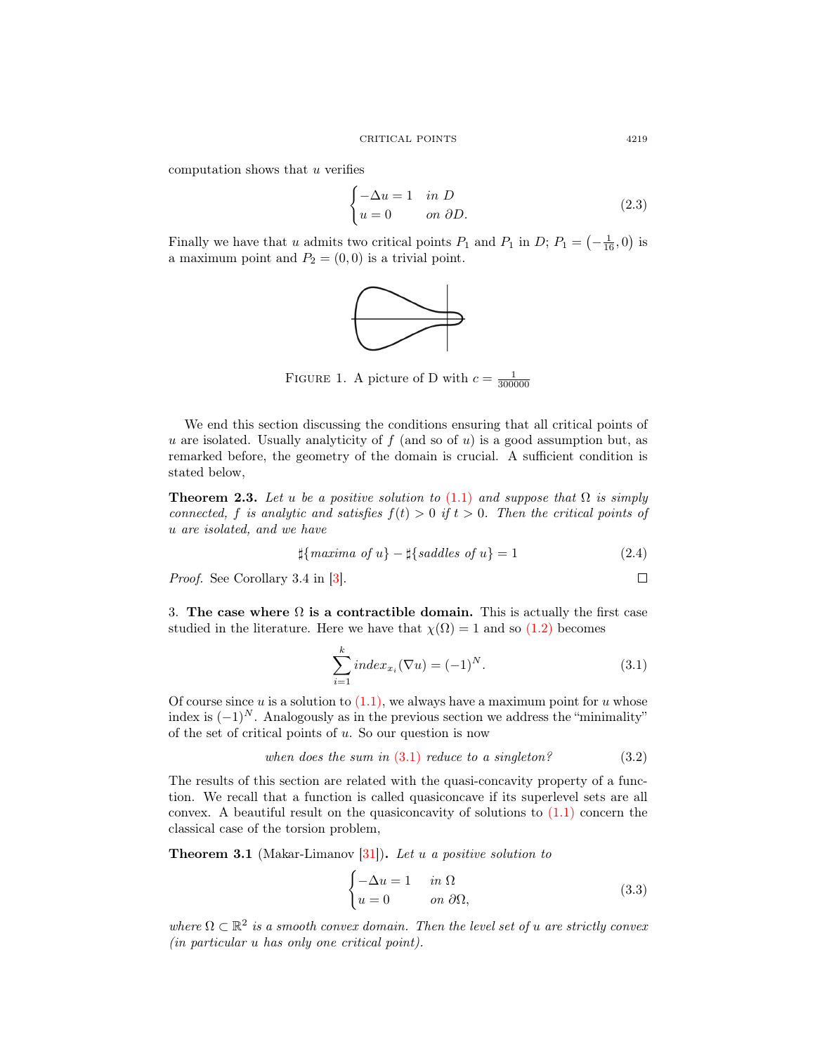computation shows that $u$ verifies

$$\begin{cases} -\Delta u = 1 & \textit{in } D \\ u = 0 & \textit{on } \partial D. \end{cases} \tag{2.3}$$

Finally we have that $u$ admits two critical points $P_1$ and $P_1$ in $D$; $P_1 = \left(-\frac{1}{16}, 0\right)$ is a maximum point and $P_2 = (0,0)$ is a trivial point.

FIGURE 1. A picture of D with $c = \frac{1}{300000}$

We end this section discussing the conditions ensuring that all critical points of $u$ are isolated. Usually analyticity of $f$ (and so of $u$) is a good assumption but, as remarked before, the geometry of the domain is crucial. A sufficient condition is stated below,

**Theorem 2.3.** *Let $u$ be a positive solution to (1.1) and suppose that $\Omega$ is simply connected, $f$ is analytic and satisfies $f(t) > 0$ if $t > 0$. Then the critical points of $u$ are isolated, and we have*

$$\sharp\{\textit{maxima of } u\} - \sharp\{\textit{saddles of } u\} = 1 \tag{2.4}$$

*Proof.* See Corollary 3.4 in [3]. □

3. **The case where $\Omega$ is a contractible domain.** This is actually the first case studied in the literature. Here we have that $\chi(\Omega) = 1$ and so (1.2) becomes

$$\sum_{i=1}^{k} index_{x_i}(\nabla u) = (-1)^N. \tag{3.1}$$

Of course since $u$ is a solution to (1.1), we always have a maximum point for $u$ whose index is $(-1)^N$. Analogously as in the previous section we address the "minimality" of the set of critical points of $u$. So our question is now

$$\textit{when does the sum in (3.1) reduce to a singleton?} \tag{3.2}$$

The results of this section are related with the quasi-concavity property of a function. We recall that a function is called quasiconcave if its superlevel sets are all convex. A beautiful result on the quasiconcavity of solutions to (1.1) concern the classical case of the torsion problem,

**Theorem 3.1** (Makar-Limanov [31])**.** *Let $u$ a positive solution to*

$$\begin{cases} -\Delta u = 1 & \textit{in } \Omega \\ u = 0 & \textit{on } \partial\Omega, \end{cases} \tag{3.3}$$

*where $\Omega \subset \mathbb{R}^2$ is a smooth convex domain. Then the level set of $u$ are strictly convex (in particular $u$ has only one critical point).*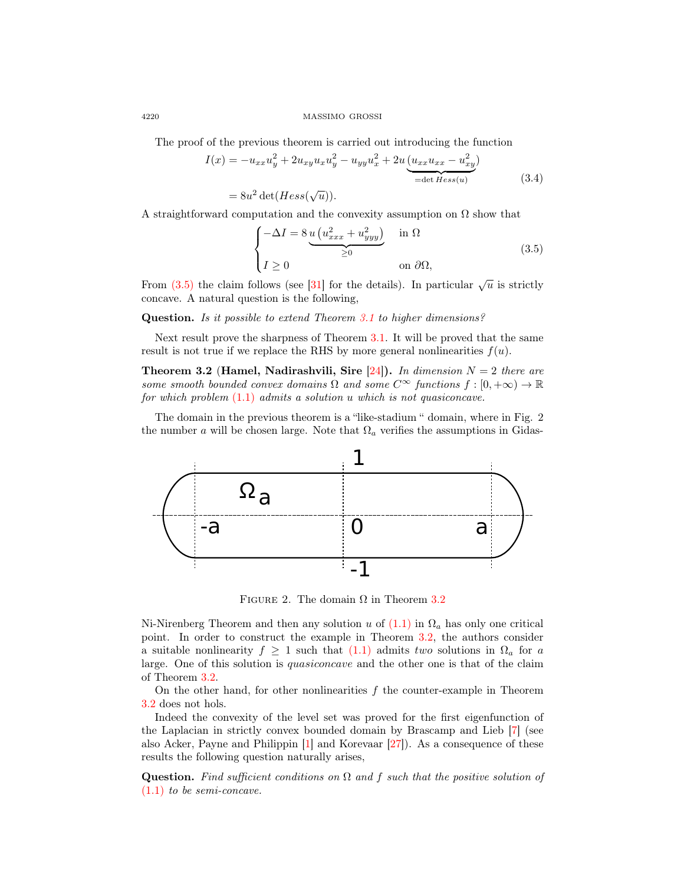The proof of the previous theorem is carried out introducing the function

$$
\begin{aligned}
I(x) &= -u_{xx}u_y^2 + 2u_{xy}u_xu_y^2 - u_{yy}u_x^2 + 2u\underbrace{\left(u_{xx}u_{xx} - u_{xy}^2\right)}_{=\det Hess(u)} \\
&= 8u^2\det(Hess(\sqrt{u})).
\end{aligned}
\tag{3.4}
$$

A straightforward computation and the convexity assumption on $\Omega$ show that

$$
\begin{cases}
-\Delta I = 8\underbrace{u\left(u_{xxx}^2 + u_{yyy}^2\right)}_{\ge 0} & \text{in } \Omega \\
I \ge 0 & \text{on } \partial\Omega,
\end{cases}
\tag{3.5}
$$

From (3.5) the claim follows (see [31] for the details). In particular $\sqrt{u}$ is strictly concave. A natural question is the following,

**Question.** *Is it possible to extend Theorem 3.1 to higher dimensions?*

Next result prove the sharpness of Theorem 3.1. It will be proved that the same result is not true if we replace the RHS by more general nonlinearities $f(u)$.

**Theorem 3.2** (**Hamel, Nadirashvili, Sire** [24]). *In dimension $N = 2$ there are some smooth bounded convex domains $\Omega$ and some $C^\infty$ functions $f : [0, +\infty) \to \mathbb{R}$ for which problem (1.1) admits a solution $u$ which is not quasiconcave.*

The domain in the previous theorem is a "like-stadium " domain, where in Fig. 2 the number $a$ will be chosen large. Note that $\Omega_a$ verifies the assumptions in Gidas-Ni-Nirenberg Theorem and then any solution $u$ of (1.1) in $\Omega_a$ has only one critical point. In order to construct the example in Theorem 3.2, the authors consider a suitable nonlinearity $f \ge 1$ such that (1.1) admits *two* solutions in $\Omega_a$ for $a$ large. One of this solution is *quasiconcave* and the other one is that of the claim of Theorem 3.2.

Figure 2. The domain $\Omega$ in Theorem 3.2

On the other hand, for other nonlinearities $f$ the counter-example in Theorem 3.2 does not hols.

Indeed the convexity of the level set was proved for the first eigenfunction of the Laplacian in strictly convex bounded domain by Brascamp and Lieb [7] (see also Acker, Payne and Philippin [1] and Korevaar [27]). As a consequence of these results the following question naturally arises,

**Question.** *Find sufficient conditions on $\Omega$ and $f$ such that the positive solution of (1.1) to be semi-concave.*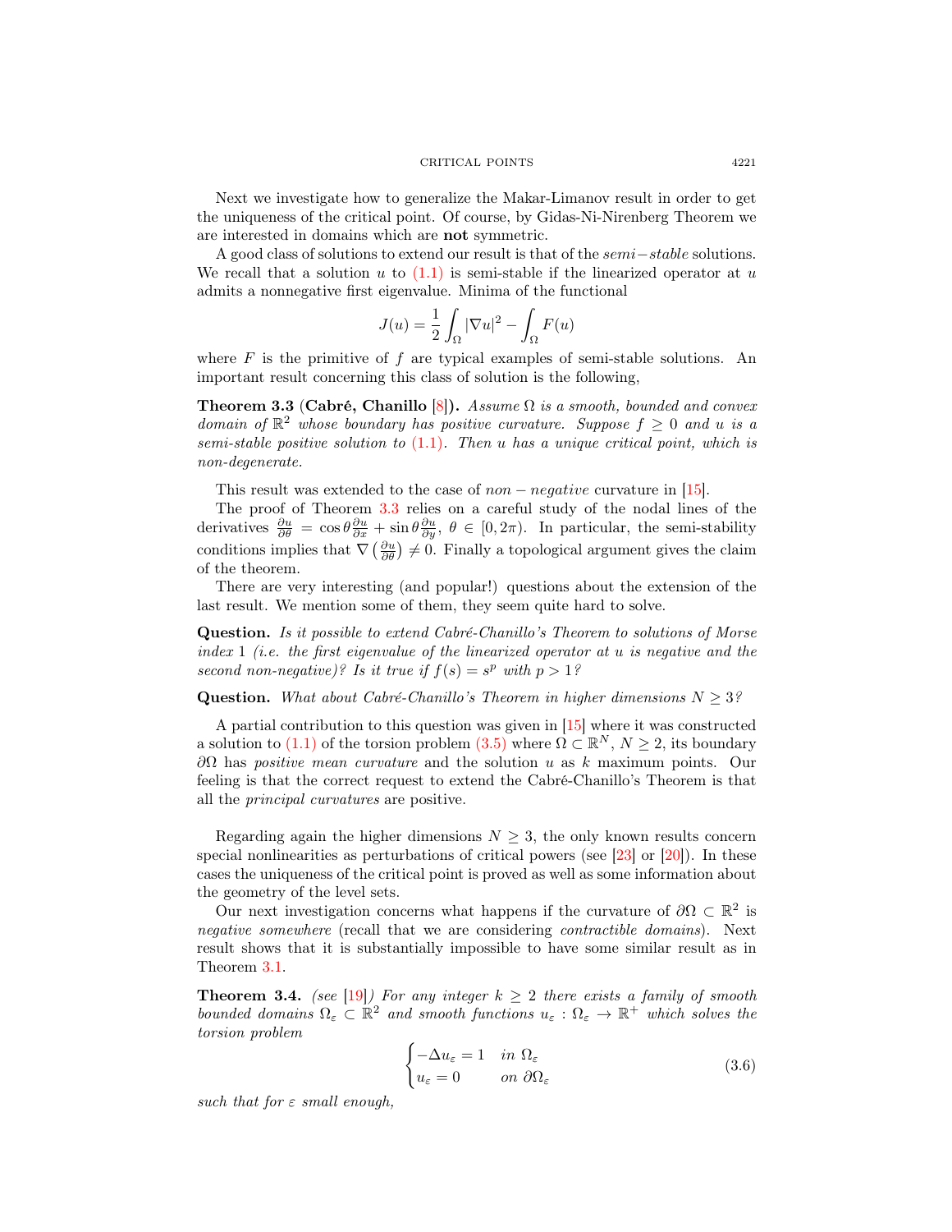Next we investigate how to generalize the Makar-Limanov result in order to get the uniqueness of the critical point. Of course, by Gidas-Ni-Nirenberg Theorem we are interested in domains which are **not** symmetric.

A good class of solutions to extend our result is that of the *semi−stable* solutions. We recall that a solution $u$ to (1.1) is semi-stable if the linearized operator at $u$ admits a nonnegative first eigenvalue. Minima of the functional

$$J(u) = \frac{1}{2}\int_\Omega |\nabla u|^2 - \int_\Omega F(u)$$

where $F$ is the primitive of $f$ are typical examples of semi-stable solutions. An important result concerning this class of solution is the following,

**Theorem 3.3** (**Cabré, Chanillo** [8]). *Assume $\Omega$ is a smooth, bounded and convex domain of $\mathbb{R}^2$ whose boundary has positive curvature. Suppose $f \geq 0$ and $u$ is a semi-stable positive solution to (1.1). Then $u$ has a unique critical point, which is non-degenerate.*

This result was extended to the case of *non − negative* curvature in [15].

The proof of Theorem 3.3 relies on a careful study of the nodal lines of the derivatives $\frac{\partial u}{\partial \theta} = \cos\theta \frac{\partial u}{\partial x} + \sin\theta \frac{\partial u}{\partial y}$, $\theta \in [0, 2\pi)$. In particular, the semi-stability conditions implies that $\nabla\left(\frac{\partial u}{\partial \theta}\right) \neq 0$. Finally a topological argument gives the claim of the theorem.

There are very interesting (and popular!) questions about the extension of the last result. We mention some of them, they seem quite hard to solve.

**Question.** *Is it possible to extend Cabré-Chanillo's Theorem to solutions of Morse index* 1 *(i.e. the first eigenvalue of the linearized operator at $u$ is negative and the second non-negative)? Is it true if $f(s) = s^p$ with $p > 1$?*

**Question.** *What about Cabré-Chanillo's Theorem in higher dimensions $N \geq 3$?*

A partial contribution to this question was given in [15] where it was constructed a solution to (1.1) of the torsion problem (3.5) where $\Omega \subset \mathbb{R}^N$, $N \geq 2$, its boundary $\partial\Omega$ has *positive mean curvature* and the solution $u$ as $k$ maximum points. Our feeling is that the correct request to extend the Cabré-Chanillo's Theorem is that all the *principal curvatures* are positive.

Regarding again the higher dimensions $N \geq 3$, the only known results concern special nonlinearities as perturbations of critical powers (see [23] or [20]). In these cases the uniqueness of the critical point is proved as well as some information about the geometry of the level sets.

Our next investigation concerns what happens if the curvature of $\partial\Omega \subset \mathbb{R}^2$ is *negative somewhere* (recall that we are considering *contractible domains*). Next result shows that it is substantially impossible to have some similar result as in Theorem 3.1.

**Theorem 3.4.** *(see [19]) For any integer $k \geq 2$ there exists a family of smooth bounded domains $\Omega_\varepsilon \subset \mathbb{R}^2$ and smooth functions $u_\varepsilon : \Omega_\varepsilon \to \mathbb{R}^+$ which solves the torsion problem*

$$\begin{cases} -\Delta u_\varepsilon = 1 & \text{in } \Omega_\varepsilon \\ u_\varepsilon = 0 & \text{on } \partial\Omega_\varepsilon \end{cases} \tag{3.6}$$

*such that for $\varepsilon$ small enough,*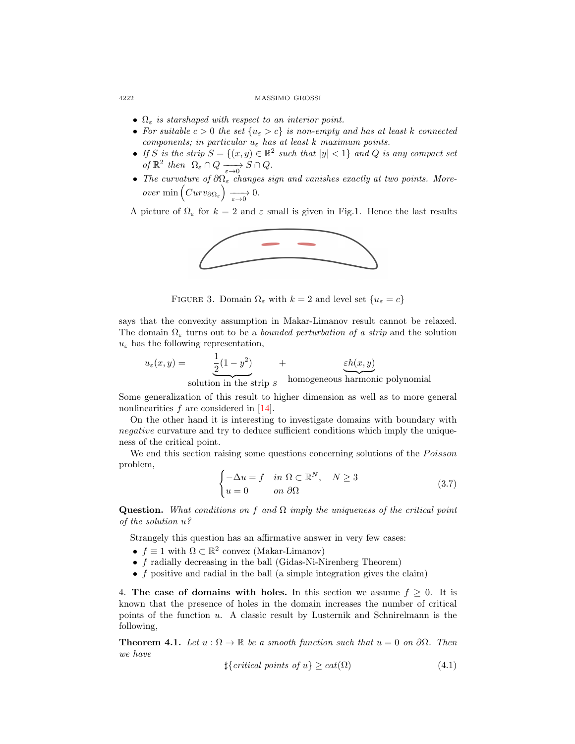- *$\Omega_\varepsilon$ is starshaped with respect to an interior point.*
- *For suitable $c > 0$ the set $\{u_\varepsilon > c\}$ is non-empty and has at least $k$ connected components; in particular $u_\varepsilon$ has at least $k$ maximum points.*
- *If $S$ is the strip $S = \{(x, y) \in \mathbb{R}^2$ such that $|y| < 1\}$ and $Q$ is any compact set of $\mathbb{R}^2$ then $\Omega_\varepsilon \cap Q \underset{\varepsilon\to 0}{\longrightarrow} S \cap Q$.*
- *The curvature of $\partial\Omega_\varepsilon$ changes sign and vanishes exactly at two points. Moreover* $\min\Big(Curv_{\partial\Omega_\varepsilon}\Big) \underset{\varepsilon\to 0}{\longrightarrow} 0$.

A picture of $\Omega_\varepsilon$ for $k = 2$ and $\varepsilon$ small is given in Fig.1. Hence the last results

FIGURE 3. Domain $\Omega_\varepsilon$ with $k = 2$ and level set $\{u_\varepsilon = c\}$

says that the convexity assumption in Makar-Limanov result cannot be relaxed. The domain $\Omega_\varepsilon$ turns out to be a *bounded perturbation of a strip* and the solution $u_\varepsilon$ has the following representation,

$$u_\varepsilon(x, y) = \underbrace{\frac{1}{2}(1 - y^2)}_{\text{solution in the strip } S} + \underbrace{\varepsilon h(x, y)}_{\text{homogeneous harmonic polynomial}}$$

Some generalization of this result to higher dimension as well as to more general nonlinearities $f$ are considered in [14].

On the other hand it is interesting to investigate domains with boundary with *negative* curvature and try to deduce sufficient conditions which imply the uniqueness of the critical point.

We end this section raising some questions concerning solutions of the *Poisson* problem,

$$\begin{cases} -\Delta u = f & in\ \Omega \subset \mathbb{R}^N, \quad N \geq 3 \\ u = 0 & on\ \partial\Omega \end{cases} \tag{3.7}$$

**Question.** *What conditions on $f$ and $\Omega$ imply the uniqueness of the critical point of the solution $u$?*

Strangely this question has an affirmative answer in very few cases:

- $f \equiv 1$ with $\Omega \subset \mathbb{R}^2$ convex (Makar-Limanov)
- $f$ radially decreasing in the ball (Gidas-Ni-Nirenberg Theorem)
- $f$ positive and radial in the ball (a simple integration gives the claim)

4. **The case of domains with holes.** In this section we assume $f \geq 0$. It is known that the presence of holes in the domain increases the number of critical points of the function $u$. A classic result by Lusternik and Schnirelmann is the following,

**Theorem 4.1.** *Let $u : \Omega \to \mathbb{R}$ be a smooth function such that $u = 0$ on $\partial\Omega$. Then we have*

$$\sharp\{\textit{critical points of } u\} \geq cat(\Omega) \tag{4.1}$$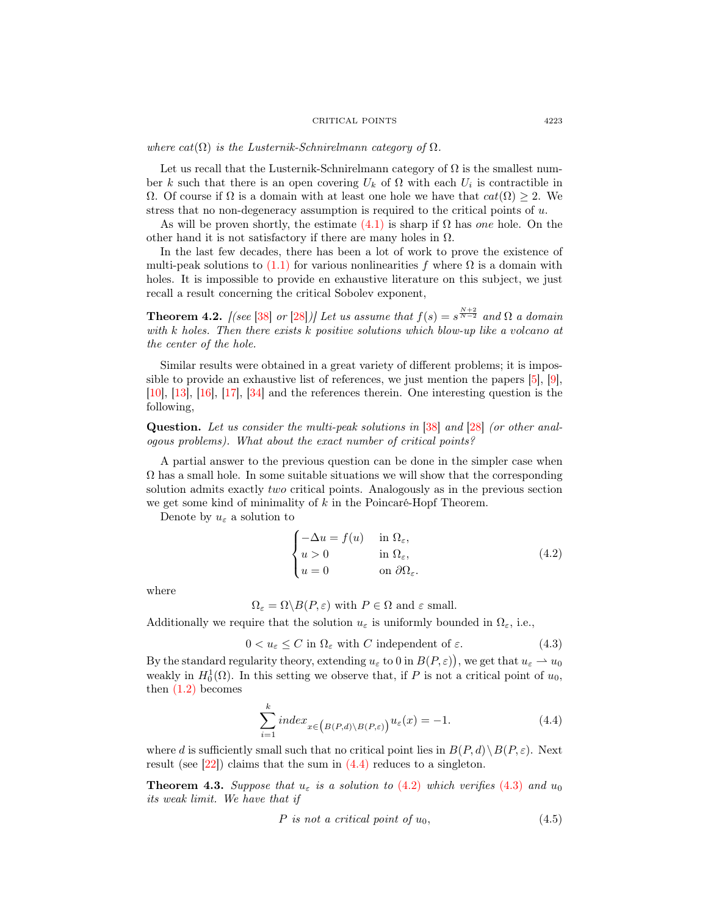*where $cat(\Omega)$ is the Lusternik-Schnirelmann category of $\Omega$.*

Let us recall that the Lusternik-Schnirelmann category of $\Omega$ is the smallest number $k$ such that there is an open covering $U_k$ of $\Omega$ with each $U_i$ is contractible in $\Omega$. Of course if $\Omega$ is a domain with at least one hole we have that $cat(\Omega) \geq 2$. We stress that no non-degeneracy assumption is required to the critical points of $u$.

As will be proven shortly, the estimate (4.1) is sharp if $\Omega$ has *one* hole. On the other hand it is not satisfactory if there are many holes in $\Omega$.

In the last few decades, there has been a lot of work to prove the existence of multi-peak solutions to (1.1) for various nonlinearities $f$ where $\Omega$ is a domain with holes. It is impossible to provide en exhaustive literature on this subject, we just recall a result concerning the critical Sobolev exponent,

**Theorem 4.2.** *[(see [38] or [28])] Let us assume that $f(s) = s^{\frac{N+2}{N-2}}$ and $\Omega$ a domain with $k$ holes. Then there exists $k$ positive solutions which blow-up like a volcano at the center of the hole.*

Similar results were obtained in a great variety of different problems; it is impossible to provide an exhaustive list of references, we just mention the papers [5], [9], [10], [13], [16], [17], [34] and the references therein. One interesting question is the following,

**Question.** *Let us consider the multi-peak solutions in [38] and [28] (or other analogous problems). What about the exact number of critical points?*

A partial answer to the previous question can be done in the simpler case when $\Omega$ has a small hole. In some suitable situations we will show that the corresponding solution admits exactly *two* critical points. Analogously as in the previous section we get some kind of minimality of $k$ in the Poincaré-Hopf Theorem.

Denote by $u_\varepsilon$ a solution to

$$\begin{cases} -\Delta u = f(u) & \text{in } \Omega_\varepsilon, \\ u > 0 & \text{in } \Omega_\varepsilon, \\ u = 0 & \text{on } \partial\Omega_\varepsilon. \end{cases} \tag{4.2}$$

where

$$\Omega_\varepsilon = \Omega \backslash B(P, \varepsilon) \text{ with } P \in \Omega \text{ and } \varepsilon \text{ small.}$$

Additionally we require that the solution $u_\varepsilon$ is uniformly bounded in $\Omega_\varepsilon$, i.e.,

$$0 < u_\varepsilon \leq C \text{ in } \Omega_\varepsilon \text{ with } C \text{ independent of } \varepsilon. \tag{4.3}$$

By the standard regularity theory, extending $u_\varepsilon$ to 0 in $B(P, \varepsilon)\big)$, we get that $u_\varepsilon \rightharpoonup u_0$ weakly in $H_0^1(\Omega)$. In this setting we observe that, if $P$ is not a critical point of $u_0$, then (1.2) becomes

$$\sum_{i=1}^{k} index_{x \in \big(B(P,d) \backslash B(P,\varepsilon)\big)} u_\varepsilon(x) = -1. \tag{4.4}$$

where $d$ is sufficiently small such that no critical point lies in $B(P, d) \backslash B(P, \varepsilon)$. Next result (see [22]) claims that the sum in (4.4) reduces to a singleton.

**Theorem 4.3.** *Suppose that $u_\varepsilon$ is a solution to (4.2) which verifies (4.3) and $u_0$ its weak limit. We have that if*

$$P \text{ is not a critical point of } u_0, \tag{4.5}$$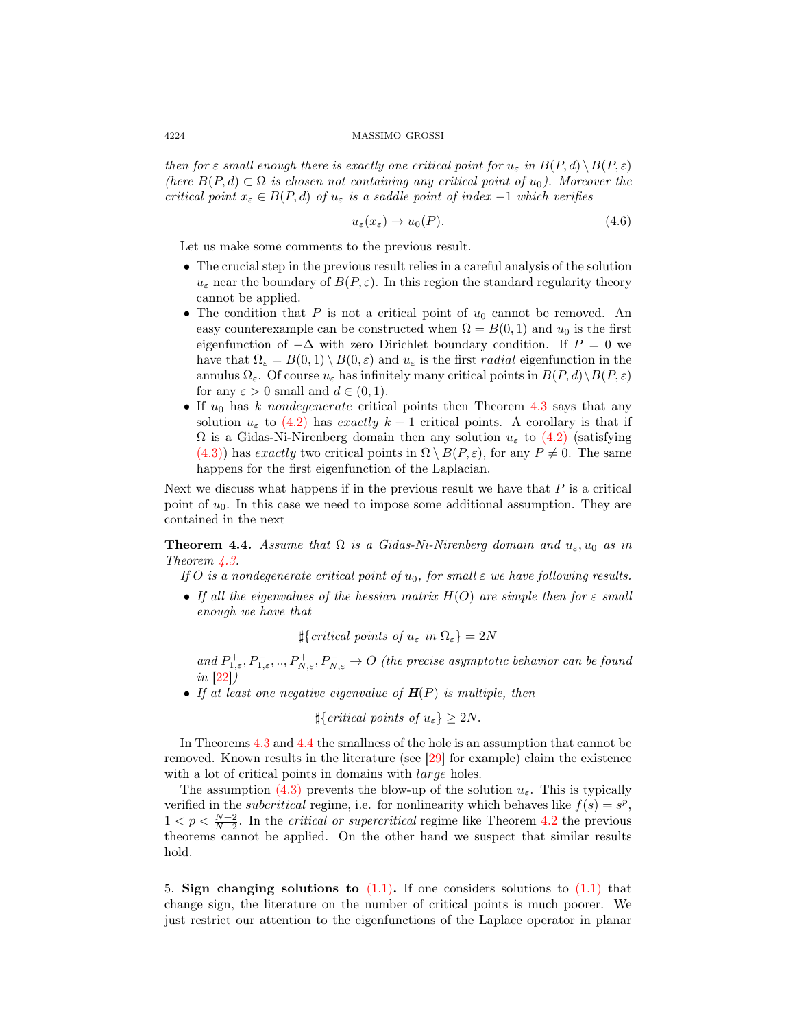*then for $\varepsilon$ small enough there is exactly one critical point for $u_\varepsilon$ in $B(P,d)\setminus B(P,\varepsilon)$ (here $B(P,d)\subset\Omega$ is chosen not containing any critical point of $u_0$). Moreover the critical point $x_\varepsilon\in B(P,d)$ of $u_\varepsilon$ is a saddle point of index $-1$ which verifies*

$$u_\varepsilon(x_\varepsilon)\to u_0(P). \tag{4.6}$$

Let us make some comments to the previous result.

- The crucial step in the previous result relies in a careful analysis of the solution $u_\varepsilon$ near the boundary of $B(P,\varepsilon)$. In this region the standard regularity theory cannot be applied.
- The condition that $P$ is not a critical point of $u_0$ cannot be removed. An easy counterexample can be constructed when $\Omega=B(0,1)$ and $u_0$ is the first eigenfunction of $-\Delta$ with zero Dirichlet boundary condition. If $P=0$ we have that $\Omega_\varepsilon=B(0,1)\setminus B(0,\varepsilon)$ and $u_\varepsilon$ is the first *radial* eigenfunction in the annulus $\Omega_\varepsilon$. Of course $u_\varepsilon$ has infinitely many critical points in $B(P,d)\setminus B(P,\varepsilon)$ for any $\varepsilon>0$ small and $d\in(0,1)$.
- If $u_0$ has $k$ *nondegenerate* critical points then Theorem 4.3 says that any solution $u_\varepsilon$ to (4.2) has *exactly* $k+1$ critical points. A corollary is that if $\Omega$ is a Gidas-Ni-Nirenberg domain then any solution $u_\varepsilon$ to (4.2) (satisfying (4.3)) has *exactly* two critical points in $\Omega\setminus B(P,\varepsilon)$, for any $P\neq 0$. The same happens for the first eigenfunction of the Laplacian.

Next we discuss what happens if in the previous result we have that $P$ is a critical point of $u_0$. In this case we need to impose some additional assumption. They are contained in the next

**Theorem 4.4.** *Assume that $\Omega$ is a Gidas-Ni-Nirenberg domain and $u_\varepsilon,u_0$ as in Theorem 4.3.*

*If $O$ is a nondegenerate critical point of $u_0$, for small $\varepsilon$ we have following results.*

- *If all the eigenvalues of the hessian matrix $H(O)$ are simple then for $\varepsilon$ small enough we have that*

$$\sharp\{\text{critical points of } u_\varepsilon \text{ in } \Omega_\varepsilon\}=2N$$

*and $P^+_{1,\varepsilon},P^-_{1,\varepsilon},..,P^+_{N,\varepsilon},P^-_{N,\varepsilon}\to O$ (the precise asymptotic behavior can be found in [22])*

- *If at least one negative eigenvalue of $\boldsymbol{H}(P)$ is multiple, then*

$$\sharp\{\text{critical points of } u_\varepsilon\}\geq 2N.$$

In Theorems 4.3 and 4.4 the smallness of the hole is an assumption that cannot be removed. Known results in the literature (see [29] for example) claim the existence with a lot of critical points in domains with *large* holes.

The assumption (4.3) prevents the blow-up of the solution $u_\varepsilon$. This is typically verified in the *subcritical* regime, i.e. for nonlinearity which behaves like $f(s)=s^p$, $1<p<\frac{N+2}{N-2}$. In the *critical or supercritical* regime like Theorem 4.2 the previous theorems cannot be applied. On the other hand we suspect that similar results hold.

5. **Sign changing solutions to (1.1).** If one considers solutions to (1.1) that change sign, the literature on the number of critical points is much poorer. We just restrict our attention to the eigenfunctions of the Laplace operator in planar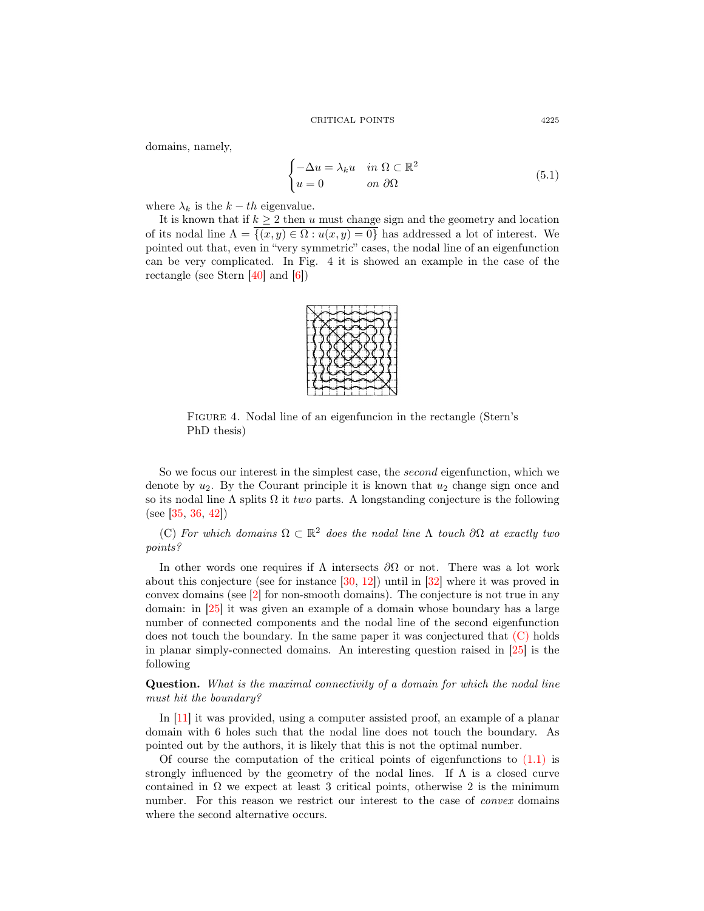domains, namely,

$$
\begin{cases} -\Delta u = \lambda_k u & in\ \Omega \subset \mathbb{R}^2 \\ u = 0 & on\ \partial\Omega \end{cases} \tag{5.1}
$$

where $\lambda_k$ is the $k-th$ eigenvalue.

It is known that if $k \geq 2$ then $u$ must change sign and the geometry and location of its nodal line $\Lambda = \overline{\{(x,y) \in \Omega : u(x,y) = 0\}}$ has addressed a lot of interest. We pointed out that, even in "very symmetric" cases, the nodal line of an eigenfunction can be very complicated. In Fig. 4 it is showed an example in the case of the rectangle (see Stern [40] and [6])

FIGURE 4. Nodal line of an eigenfuncion in the rectangle (Stern's PhD thesis)

So we focus our interest in the simplest case, the *second* eigenfunction, which we denote by $u_2$. By the Courant principle it is known that $u_2$ change sign once and so its nodal line $\Lambda$ splits $\Omega$ it *two* parts. A longstanding conjecture is the following (see [35, 36, 42])

(C) *For which domains $\Omega \subset \mathbb{R}^2$ does the nodal line $\Lambda$ touch $\partial\Omega$ at exactly two points?*

In other words one requires if $\Lambda$ intersects $\partial\Omega$ or not. There was a lot work about this conjecture (see for instance [30, 12]) until in [32] where it was proved in convex domains (see [2] for non-smooth domains). The conjecture is not true in any domain: in [25] it was given an example of a domain whose boundary has a large number of connected components and the nodal line of the second eigenfunction does not touch the boundary. In the same paper it was conjectured that (C) holds in planar simply-connected domains. An interesting question raised in [25] is the following

**Question.** *What is the maximal connectivity of a domain for which the nodal line must hit the boundary?*

In [11] it was provided, using a computer assisted proof, an example of a planar domain with 6 holes such that the nodal line does not touch the boundary. As pointed out by the authors, it is likely that this is not the optimal number.

Of course the computation of the critical points of eigenfunctions to (1.1) is strongly influenced by the geometry of the nodal lines. If $\Lambda$ is a closed curve contained in $\Omega$ we expect at least 3 critical points, otherwise 2 is the minimum number. For this reason we restrict our interest to the case of *convex* domains where the second alternative occurs.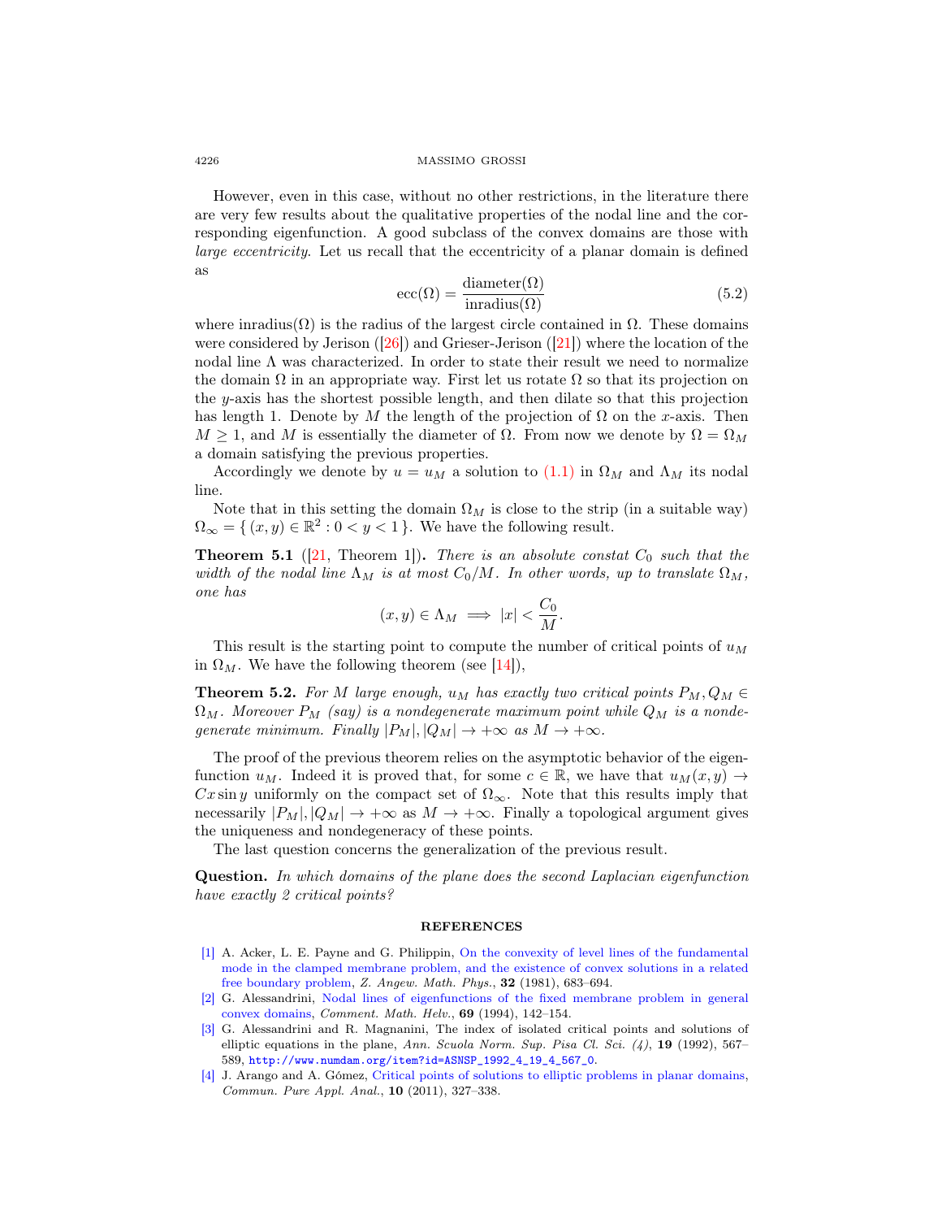However, even in this case, without no other restrictions, in the literature there are very few results about the qualitative properties of the nodal line and the corresponding eigenfunction. A good subclass of the convex domains are those with *large eccentricity*. Let us recall that the eccentricity of a planar domain is defined as

$$\mathrm{ecc}(\Omega) = \frac{\mathrm{diameter}(\Omega)}{\mathrm{inradius}(\Omega)} \tag{5.2}$$

where inradius$(\Omega)$ is the radius of the largest circle contained in $\Omega$. These domains were considered by Jerison ([26]) and Grieser-Jerison ([21]) where the location of the nodal line $\Lambda$ was characterized. In order to state their result we need to normalize the domain $\Omega$ in an appropriate way. First let us rotate $\Omega$ so that its projection on the $y$-axis has the shortest possible length, and then dilate so that this projection has length 1. Denote by $M$ the length of the projection of $\Omega$ on the $x$-axis. Then $M \geq 1$, and $M$ is essentially the diameter of $\Omega$. From now we denote by $\Omega = \Omega_M$ a domain satisfying the previous properties.

Accordingly we denote by $u = u_M$ a solution to (1.1) in $\Omega_M$ and $\Lambda_M$ its nodal line.

Note that in this setting the domain $\Omega_M$ is close to the strip (in a suitable way) $\Omega_\infty = \{ (x,y) \in \mathbb{R}^2 : 0 < y < 1 \}$. We have the following result.

**Theorem 5.1** ([21, Theorem 1])**.** *There is an absolute constat $C_0$ such that the width of the nodal line $\Lambda_M$ is at most $C_0/M$. In other words, up to translate $\Omega_M$, one has*

$$(x,y) \in \Lambda_M \implies |x| < \frac{C_0}{M}.$$

This result is the starting point to compute the number of critical points of $u_M$ in $\Omega_M$. We have the following theorem (see [14]),

**Theorem 5.2.** *For $M$ large enough, $u_M$ has exactly two critical points $P_M, Q_M \in \Omega_M$. Moreover $P_M$ (say) is a nondegenerate maximum point while $Q_M$ is a nondegenerate minimum. Finally $|P_M|, |Q_M| \to +\infty$ as $M \to +\infty$.*

The proof of the previous theorem relies on the asymptotic behavior of the eigenfunction $u_M$. Indeed it is proved that, for some $c \in \mathbb{R}$, we have that $u_M(x,y) \to Cx \sin y$ uniformly on the compact set of $\Omega_\infty$. Note that this results imply that necessarily $|P_M|, |Q_M| \to +\infty$ as $M \to +\infty$. Finally a topological argument gives the uniqueness and nondegeneracy of these points.

The last question concerns the generalization of the previous result.

**Question.** *In which domains of the plane does the second Laplacian eigenfunction have exactly 2 critical points?*

## REFERENCES

[1] A. Acker, L. E. Payne and G. Philippin, On the convexity of level lines of the fundamental mode in the clamped membrane problem, and the existence of convex solutions in a related free boundary problem, *Z. Angew. Math. Phys.*, **32** (1981), 683–694.

[2] G. Alessandrini, Nodal lines of eigenfunctions of the fixed membrane problem in general convex domains, *Comment. Math. Helv.*, **69** (1994), 142–154.

[3] G. Alessandrini and R. Magnanini, The index of isolated critical points and solutions of elliptic equations in the plane, *Ann. Scuola Norm. Sup. Pisa Cl. Sci. (4)*, **19** (1992), 567–589, http://www.numdam.org/item?id=ASNSP_1992_4_19_4_567_0.

[4] J. Arango and A. Gómez, Critical points of solutions to elliptic problems in planar domains, *Commun. Pure Appl. Anal.*, **10** (2011), 327–338.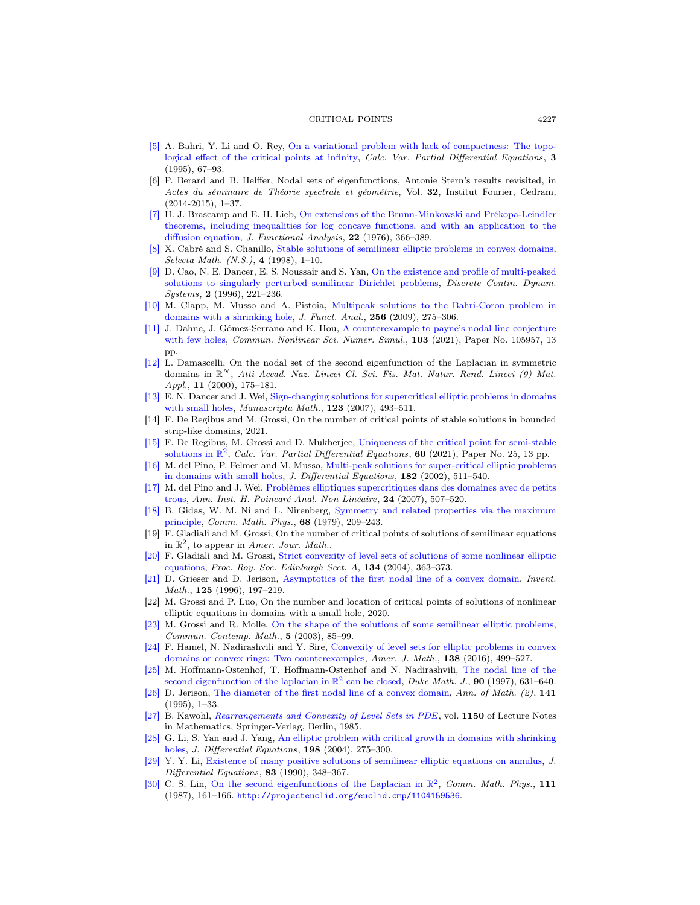[5] A. Bahri, Y. Li and O. Rey, On a variational problem with lack of compactness: The topological effect of the critical points at infinity, *Calc. Var. Partial Differential Equations*, **3** (1995), 67–93.

[6] P. Berard and B. Helffer, Nodal sets of eigenfunctions, Antonie Stern's results revisited, in *Actes du séminaire de Théorie spectrale et géométrie*, Vol. **32**, Institut Fourier, Cedram, (2014-2015), 1–37.

[7] H. J. Brascamp and E. H. Lieb, On extensions of the Brunn-Minkowski and Prékopa-Leindler theorems, including inequalities for log concave functions, and with an application to the diffusion equation, *J. Functional Analysis*, **22** (1976), 366–389.

[8] X. Cabré and S. Chanillo, Stable solutions of semilinear elliptic problems in convex domains, *Selecta Math. (N.S.)*, **4** (1998), 1–10.

[9] D. Cao, N. E. Dancer, E. S. Noussair and S. Yan, On the existence and profile of multi-peaked solutions to singularly perturbed semilinear Dirichlet problems, *Discrete Contin. Dynam. Systems*, **2** (1996), 221–236.

[10] M. Clapp, M. Musso and A. Pistoia, Multipeak solutions to the Bahri-Coron problem in domains with a shrinking hole, *J. Funct. Anal.*, **256** (2009), 275–306.

[11] J. Dahne, J. Gómez-Serrano and K. Hou, A counterexample to payne's nodal line conjecture with few holes, *Commun. Nonlinear Sci. Numer. Simul.*, **103** (2021), Paper No. 105957, 13 pp.

[12] L. Damascelli, On the nodal set of the second eigenfunction of the Laplacian in symmetric domains in $\mathbb{R}^N$, *Atti Accad. Naz. Lincei Cl. Sci. Fis. Mat. Natur. Rend. Lincei (9) Mat. Appl.*, **11** (2000), 175–181.

[13] E. N. Dancer and J. Wei, Sign-changing solutions for supercritical elliptic problems in domains with small holes, *Manuscripta Math.*, **123** (2007), 493–511.

[14] F. De Regibus and M. Grossi, On the number of critical points of stable solutions in bounded strip-like domains, 2021.

[15] F. De Regibus, M. Grossi and D. Mukherjee, Uniqueness of the critical point for semi-stable solutions in $\mathbb{R}^2$, *Calc. Var. Partial Differential Equations*, **60** (2021), Paper No. 25, 13 pp.

[16] M. del Pino, P. Felmer and M. Musso, Multi-peak solutions for super-critical elliptic problems in domains with small holes, *J. Differential Equations*, **182** (2002), 511–540.

[17] M. del Pino and J. Wei, Problèmes elliptiques supercritiques dans des domaines avec de petits trous, *Ann. Inst. H. Poincaré Anal. Non Linéaire*, **24** (2007), 507–520.

[18] B. Gidas, W. M. Ni and L. Nirenberg, Symmetry and related properties via the maximum principle, *Comm. Math. Phys.*, **68** (1979), 209–243.

[19] F. Gladiali and M. Grossi, On the number of critical points of solutions of semilinear equations in $\mathbb{R}^2$, to appear in *Amer. Jour. Math.*.

[20] F. Gladiali and M. Grossi, Strict convexity of level sets of solutions of some nonlinear elliptic equations, *Proc. Roy. Soc. Edinburgh Sect. A*, **134** (2004), 363–373.

[21] D. Grieser and D. Jerison, Asymptotics of the first nodal line of a convex domain, *Invent. Math.*, **125** (1996), 197–219.

[22] M. Grossi and P. Luo, On the number and location of critical points of solutions of nonlinear elliptic equations in domains with a small hole, 2020.

[23] M. Grossi and R. Molle, On the shape of the solutions of some semilinear elliptic problems, *Commun. Contemp. Math.*, **5** (2003), 85–99.

[24] F. Hamel, N. Nadirashvili and Y. Sire, Convexity of level sets for elliptic problems in convex domains or convex rings: Two counterexamples, *Amer. J. Math.*, **138** (2016), 499–527.

[25] M. Hoffmann-Ostenhof, T. Hoffmann-Ostenhof and N. Nadirashvili, The nodal line of the second eigenfunction of the laplacian in $\mathbb{R}^2$ can be closed, *Duke Math. J.*, **90** (1997), 631–640.

[26] D. Jerison, The diameter of the first nodal line of a convex domain, *Ann. of Math. (2)*, **141** (1995), 1–33.

[27] B. Kawohl, *Rearrangements and Convexity of Level Sets in PDE*, vol. **1150** of Lecture Notes in Mathematics, Springer-Verlag, Berlin, 1985.

[28] G. Li, S. Yan and J. Yang, An elliptic problem with critical growth in domains with shrinking holes, *J. Differential Equations*, **198** (2004), 275–300.

[29] Y. Y. Li, Existence of many positive solutions of semilinear elliptic equations on annulus, *J. Differential Equations*, **83** (1990), 348–367.

[30] C. S. Lin, On the second eigenfunctions of the Laplacian in $\mathbb{R}^2$, *Comm. Math. Phys.*, **111** (1987), 161–166. http://projecteuclid.org/euclid.cmp/1104159536.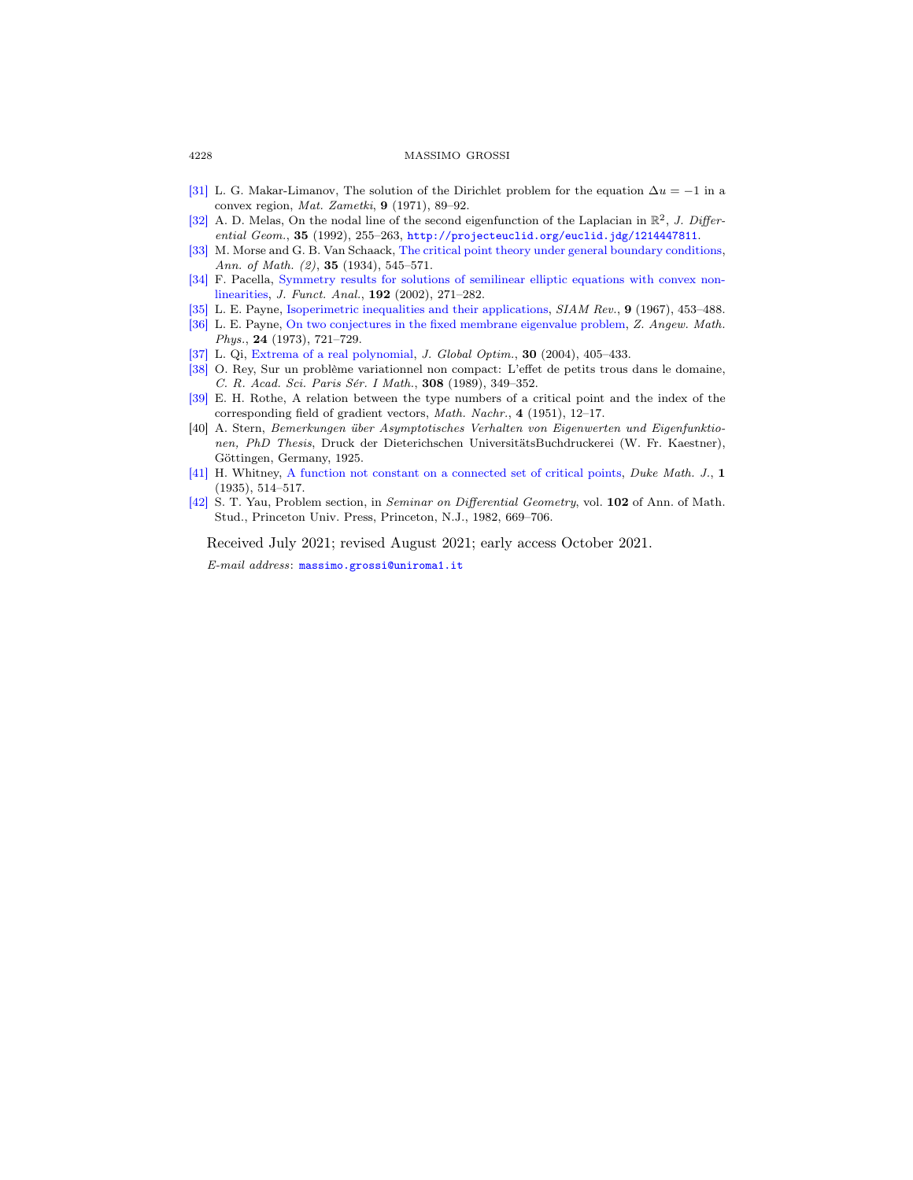[31] L. G. Makar-Limanov, The solution of the Dirichlet problem for the equation $\Delta u = -1$ in a convex region, *Mat. Zametki*, **9** (1971), 89–92.

[32] A. D. Melas, On the nodal line of the second eigenfunction of the Laplacian in $\mathbb{R}^2$, *J. Differential Geom.*, **35** (1992), 255–263, http://projecteuclid.org/euclid.jdg/1214447811.

[33] M. Morse and G. B. Van Schaack, The critical point theory under general boundary conditions, *Ann. of Math. (2)*, **35** (1934), 545–571.

[34] F. Pacella, Symmetry results for solutions of semilinear elliptic equations with convex nonlinearities, *J. Funct. Anal.*, **192** (2002), 271–282.

[35] L. E. Payne, Isoperimetric inequalities and their applications, *SIAM Rev.*, **9** (1967), 453–488.

[36] L. E. Payne, On two conjectures in the fixed membrane eigenvalue problem, *Z. Angew. Math. Phys.*, **24** (1973), 721–729.

[37] L. Qi, Extrema of a real polynomial, *J. Global Optim.*, **30** (2004), 405–433.

[38] O. Rey, Sur un problème variationnel non compact: L'effet de petits trous dans le domaine, *C. R. Acad. Sci. Paris Sér. I Math.*, **308** (1989), 349–352.

[39] E. H. Rothe, A relation between the type numbers of a critical point and the index of the corresponding field of gradient vectors, *Math. Nachr.*, **4** (1951), 12–17.

[40] A. Stern, *Bemerkungen über Asymptotisches Verhalten von Eigenwerten und Eigenfunktionen, PhD Thesis*, Druck der Dieterichschen UniversitätsBuchdruckerei (W. Fr. Kaestner), Göttingen, Germany, 1925.

[41] H. Whitney, A function not constant on a connected set of critical points, *Duke Math. J.*, **1** (1935), 514–517.

[42] S. T. Yau, Problem section, in *Seminar on Differential Geometry*, vol. **102** of Ann. of Math. Stud., Princeton Univ. Press, Princeton, N.J., 1982, 669–706.

Received July 2021; revised August 2021; early access October 2021.

*E-mail address*: massimo.grossi@uniroma1.it